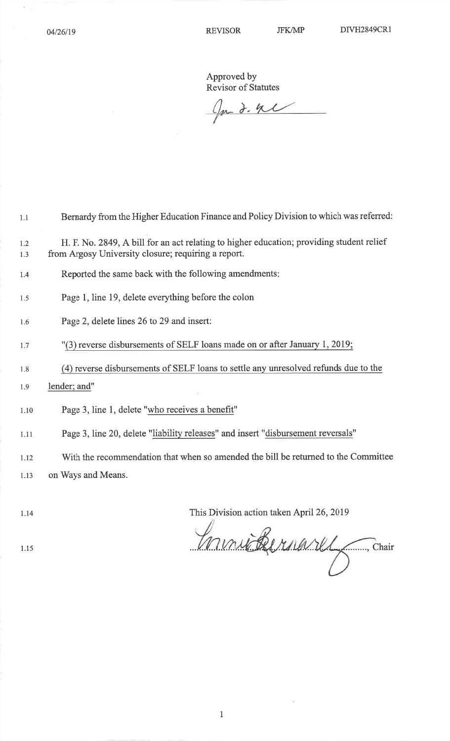Approved by
Revisor of Statutes

Bernardy from the Higher Education Finance and Policy Division to which was referred:

H. F. No. 2849, A bill for an act relating to higher education; providing student relief from Argosy University closure; requiring a report.

Reported the same back with the following amendments:

Page 1, line 19, delete everything before the colon

Page 2, delete lines 26 to 29 and insert:

"(3) reverse disbursements of SELF loans made on or after January 1, 2019;

(4) reverse disbursements of SELF loans to settle any unresolved refunds due to the lender; and"

Page 3, line 1, delete "who receives a benefit"

Page 3, line 20, delete "liability releases" and insert "disbursement reversals"

With the recommendation that when so amended the bill be returned to the Committee on Ways and Means.

This Division action taken April 26, 2019

..............................., Chair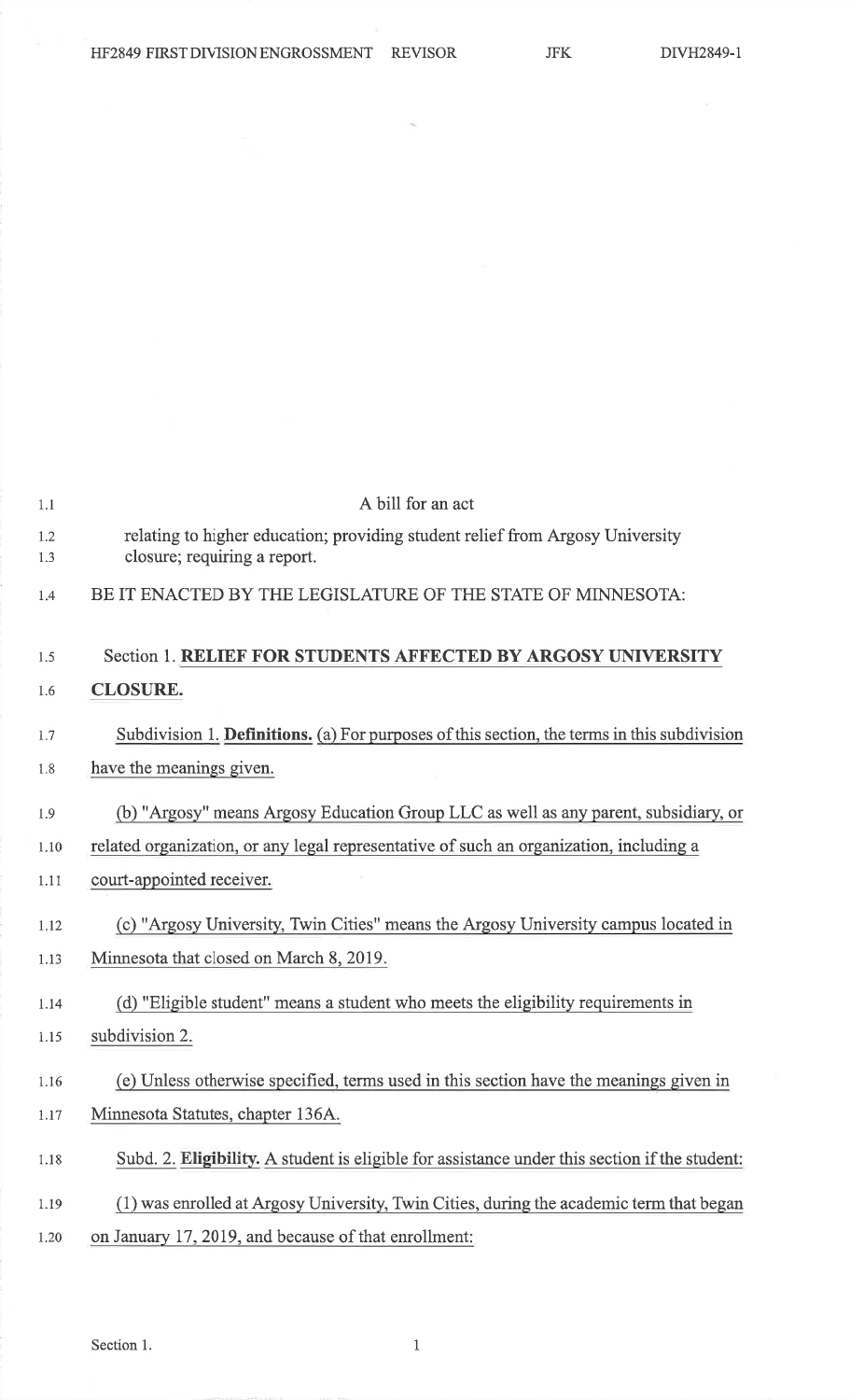A bill for an act

relating to higher education; providing student relief from Argosy University closure; requiring a report.

BE IT ENACTED BY THE LEGISLATURE OF THE STATE OF MINNESOTA:

Section 1. **RELIEF FOR STUDENTS AFFECTED BY ARGOSY UNIVERSITY CLOSURE.**

Subdivision 1. **Definitions.** (a) For purposes of this section, the terms in this subdivision have the meanings given.

(b) "Argosy" means Argosy Education Group LLC as well as any parent, subsidiary, or related organization, or any legal representative of such an organization, including a court-appointed receiver.

(c) "Argosy University, Twin Cities" means the Argosy University campus located in Minnesota that closed on March 8, 2019.

(d) "Eligible student" means a student who meets the eligibility requirements in subdivision 2.

(e) Unless otherwise specified, terms used in this section have the meanings given in Minnesota Statutes, chapter 136A.

Subd. 2. **Eligibility.** A student is eligible for assistance under this section if the student:

(1) was enrolled at Argosy University, Twin Cities, during the academic term that began on January 17, 2019, and because of that enrollment: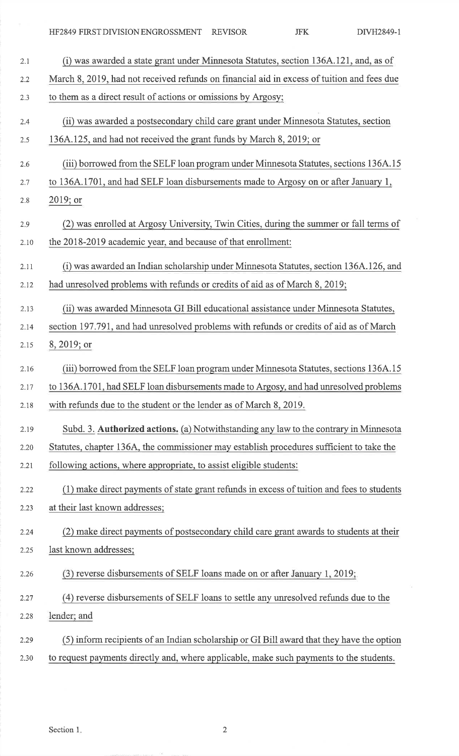(i) was awarded a state grant under Minnesota Statutes, section 136A.121, and, as of March 8, 2019, had not received refunds on financial aid in excess of tuition and fees due to them as a direct result of actions or omissions by Argosy;

(ii) was awarded a postsecondary child care grant under Minnesota Statutes, section 136A.125, and had not received the grant funds by March 8, 2019; or

(iii) borrowed from the SELF loan program under Minnesota Statutes, sections 136A.15 to 136A.1701, and had SELF loan disbursements made to Argosy on or after January 1, 2019; or

(2) was enrolled at Argosy University, Twin Cities, during the summer or fall terms of the 2018-2019 academic year, and because of that enrollment:

(i) was awarded an Indian scholarship under Minnesota Statutes, section 136A.126, and had unresolved problems with refunds or credits of aid as of March 8, 2019;

(ii) was awarded Minnesota GI Bill educational assistance under Minnesota Statutes, section 197.791, and had unresolved problems with refunds or credits of aid as of March 8, 2019; or

(iii) borrowed from the SELF loan program under Minnesota Statutes, sections 136A.15 to 136A.1701, had SELF loan disbursements made to Argosy, and had unresolved problems with refunds due to the student or the lender as of March 8, 2019.

Subd. 3. **Authorized actions.** (a) Notwithstanding any law to the contrary in Minnesota Statutes, chapter 136A, the commissioner may establish procedures sufficient to take the following actions, where appropriate, to assist eligible students:

(1) make direct payments of state grant refunds in excess of tuition and fees to students at their last known addresses;

(2) make direct payments of postsecondary child care grant awards to students at their last known addresses;

(3) reverse disbursements of SELF loans made on or after January 1, 2019;

(4) reverse disbursements of SELF loans to settle any unresolved refunds due to the lender; and

(5) inform recipients of an Indian scholarship or GI Bill award that they have the option to request payments directly and, where applicable, make such payments to the students.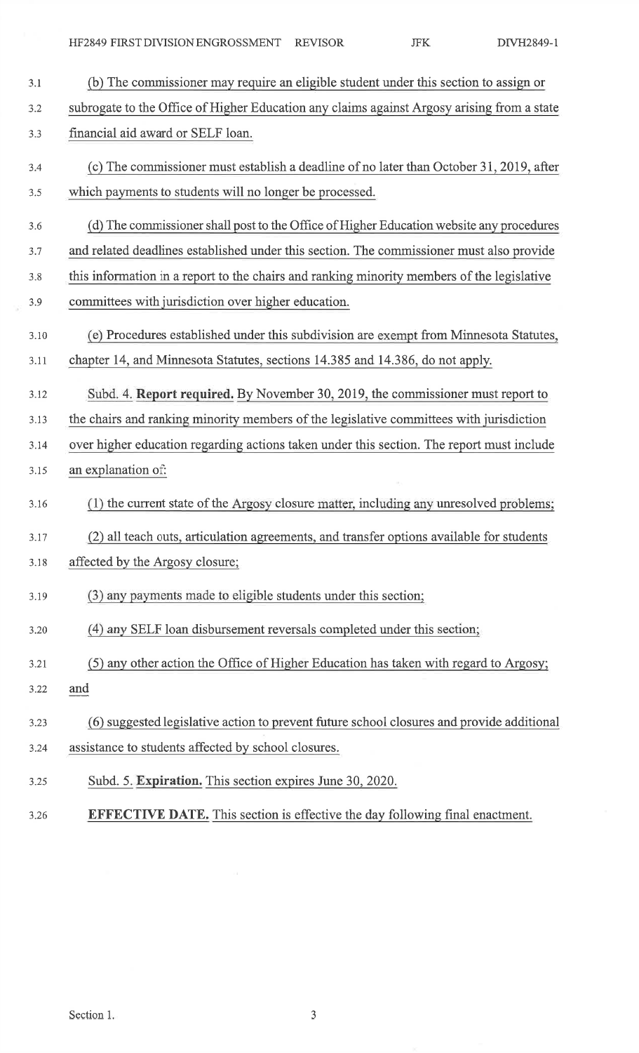(b) The commissioner may require an eligible student under this section to assign or subrogate to the Office of Higher Education any claims against Argosy arising from a state financial aid award or SELF loan.

(c) The commissioner must establish a deadline of no later than October 31, 2019, after which payments to students will no longer be processed.

(d) The commissioner shall post to the Office of Higher Education website any procedures and related deadlines established under this section. The commissioner must also provide this information in a report to the chairs and ranking minority members of the legislative committees with jurisdiction over higher education.

(e) Procedures established under this subdivision are exempt from Minnesota Statutes, chapter 14, and Minnesota Statutes, sections 14.385 and 14.386, do not apply.

Subd. 4. **Report required.** By November 30, 2019, the commissioner must report to the chairs and ranking minority members of the legislative committees with jurisdiction over higher education regarding actions taken under this section. The report must include an explanation of:

(1) the current state of the Argosy closure matter, including any unresolved problems;

(2) all teach outs, articulation agreements, and transfer options available for students affected by the Argosy closure;

(3) any payments made to eligible students under this section;

(4) any SELF loan disbursement reversals completed under this section;

(5) any other action the Office of Higher Education has taken with regard to Argosy; and

(6) suggested legislative action to prevent future school closures and provide additional assistance to students affected by school closures.

Subd. 5. **Expiration.** This section expires June 30, 2020.

**EFFECTIVE DATE.** This section is effective the day following final enactment.